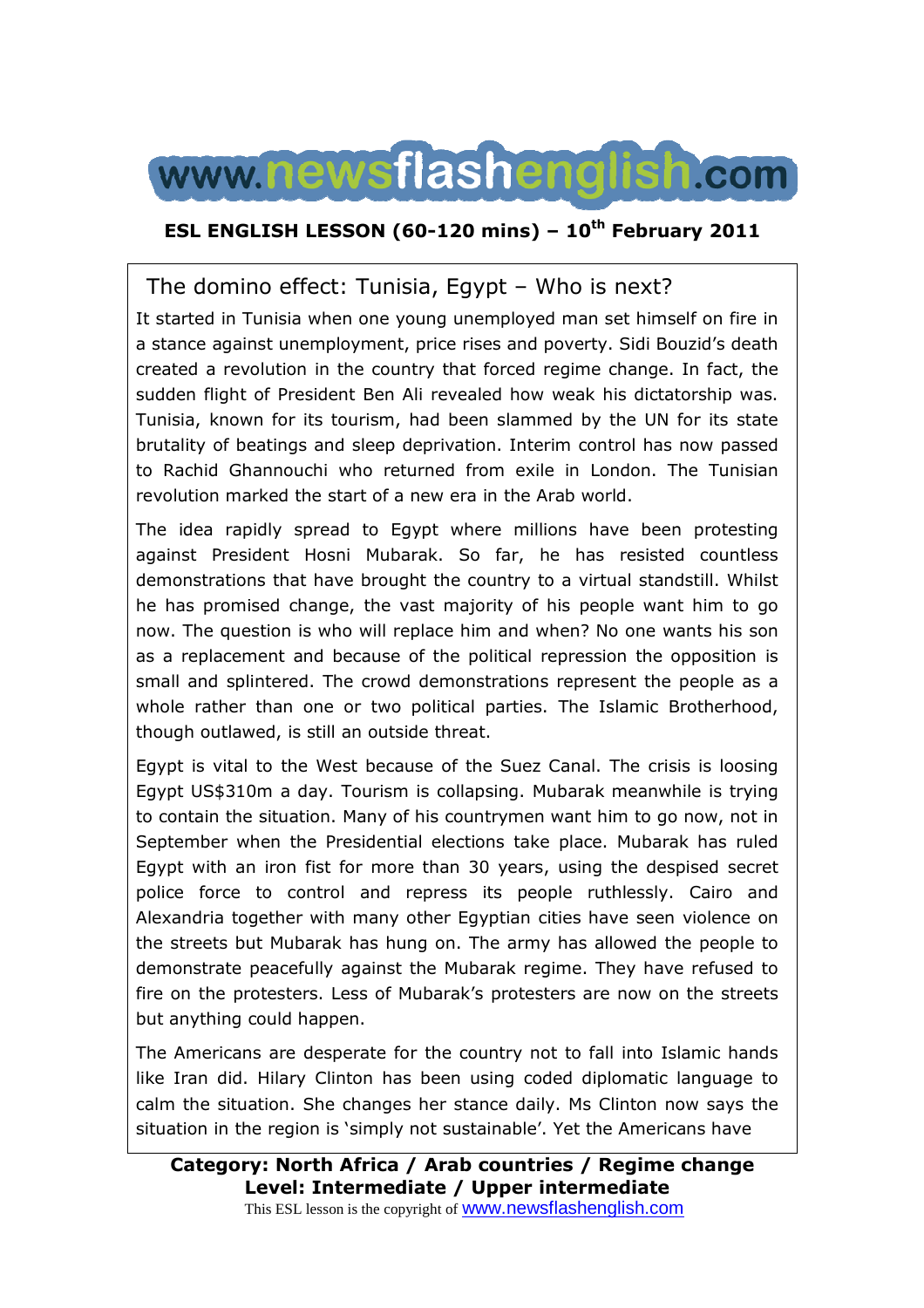# www.newsflashenglish.com

**ESL ENGLISH LESSON (60-120 mins) – 10th February 2011**

## The domino effect: Tunisia, Egypt – Who is next?

It started in Tunisia when one young unemployed man set himself on fire in a stance against unemployment, price rises and poverty. Sidi Bouzid's death created a revolution in the country that forced regime change. In fact, the sudden flight of President Ben Ali revealed how weak his dictatorship was. Tunisia, known for its tourism, had been slammed by the UN for its state brutality of beatings and sleep deprivation. Interim control has now passed to Rachid Ghannouchi who returned from exile in London. The Tunisian revolution marked the start of a new era in the Arab world.

The idea rapidly spread to Egypt where millions have been protesting against President Hosni Mubarak. So far, he has resisted countless demonstrations that have brought the country to a virtual standstill. Whilst he has promised change, the vast majority of his people want him to go now. The question is who will replace him and when? No one wants his son as a replacement and because of the political repression the opposition is small and splintered. The crowd demonstrations represent the people as a whole rather than one or two political parties. The Islamic Brotherhood, though outlawed, is still an outside threat.

Egypt is vital to the West because of the Suez Canal. The crisis is loosing Egypt US$310m a day. Tourism is collapsing. Mubarak meanwhile is trying to contain the situation. Many of his countrymen want him to go now, not in September when the Presidential elections take place. Mubarak has ruled Egypt with an iron fist for more than 30 years, using the despised secret police force to control and repress its people ruthlessly. Cairo and Alexandria together with many other Egyptian cities have seen violence on the streets but Mubarak has hung on. The army has allowed the people to demonstrate peacefully against the Mubarak regime. They have refused to fire on the protesters. Less of Mubarak's protesters are now on the streets but anything could happen.

The Americans are desperate for the country not to fall into Islamic hands like Iran did. Hilary Clinton has been using coded diplomatic language to calm the situation. She changes her stance daily. Ms Clinton now says the situation in the region is 'simply not sustainable'. Yet the Americans have

**Category: North Africa / Arab countries / Regime change**
**Level: Intermediate / Upper intermediate**

This ESL lesson is the copyright of www.newsflashenglish.com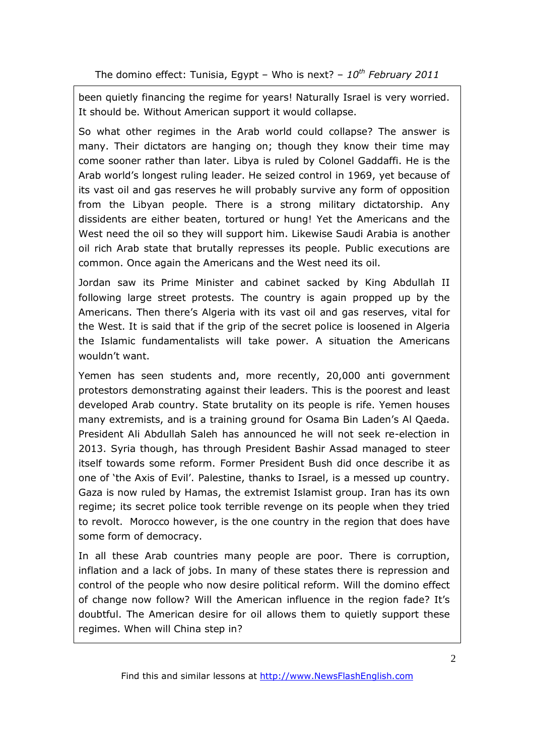been quietly financing the regime for years! Naturally Israel is very worried. It should be. Without American support it would collapse.

So what other regimes in the Arab world could collapse? The answer is many. Their dictators are hanging on; though they know their time may come sooner rather than later. Libya is ruled by Colonel Gaddaffi. He is the Arab world's longest ruling leader. He seized control in 1969, yet because of its vast oil and gas reserves he will probably survive any form of opposition from the Libyan people. There is a strong military dictatorship. Any dissidents are either beaten, tortured or hung! Yet the Americans and the West need the oil so they will support him. Likewise Saudi Arabia is another oil rich Arab state that brutally represses its people. Public executions are common. Once again the Americans and the West need its oil.

Jordan saw its Prime Minister and cabinet sacked by King Abdullah II following large street protests. The country is again propped up by the Americans. Then there's Algeria with its vast oil and gas reserves, vital for the West. It is said that if the grip of the secret police is loosened in Algeria the Islamic fundamentalists will take power. A situation the Americans wouldn't want.

Yemen has seen students and, more recently, 20,000 anti government protestors demonstrating against their leaders. This is the poorest and least developed Arab country. State brutality on its people is rife. Yemen houses many extremists, and is a training ground for Osama Bin Laden's Al Qaeda. President Ali Abdullah Saleh has announced he will not seek re-election in 2013. Syria though, has through President Bashir Assad managed to steer itself towards some reform. Former President Bush did once describe it as one of 'the Axis of Evil'. Palestine, thanks to Israel, is a messed up country. Gaza is now ruled by Hamas, the extremist Islamist group. Iran has its own regime; its secret police took terrible revenge on its people when they tried to revolt. Morocco however, is the one country in the region that does have some form of democracy.

In all these Arab countries many people are poor. There is corruption, inflation and a lack of jobs. In many of these states there is repression and control of the people who now desire political reform. Will the domino effect of change now follow? Will the American influence in the region fade? It's doubtful. The American desire for oil allows them to quietly support these regimes. When will China step in?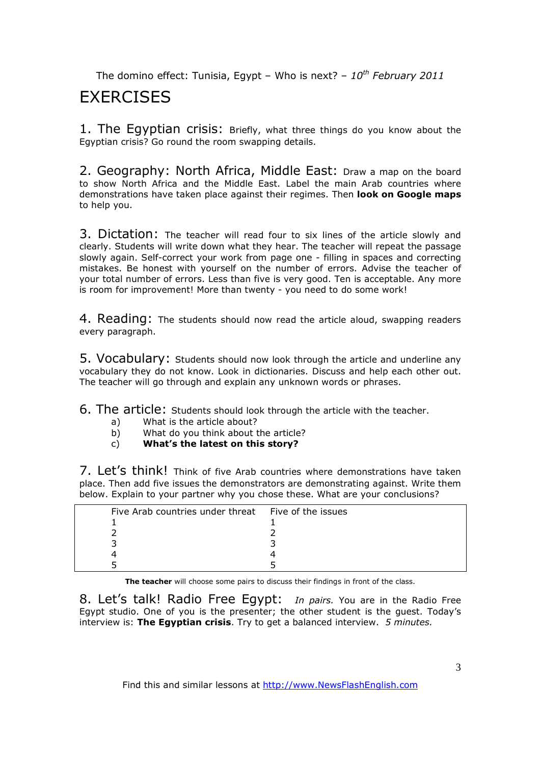The domino effect: Tunisia, Egypt – Who is next? – *10th February 2011*

# EXERCISES

**1. The Egyptian crisis:** Briefly, what three things do you know about the Egyptian crisis? Go round the room swapping details.

**2. Geography: North Africa, Middle East:** Draw a map on the board to show North Africa and the Middle East. Label the main Arab countries where demonstrations have taken place against their regimes. Then **look on Google maps** to help you.

**3. Dictation:** The teacher will read four to six lines of the article slowly and clearly. Students will write down what they hear. The teacher will repeat the passage slowly again. Self-correct your work from page one - filling in spaces and correcting mistakes. Be honest with yourself on the number of errors. Advise the teacher of your total number of errors. Less than five is very good. Ten is acceptable. Any more is room for improvement! More than twenty - you need to do some work!

**4. Reading:** The students should now read the article aloud, swapping readers every paragraph.

**5. Vocabulary:** Students should now look through the article and underline any vocabulary they do not know. Look in dictionaries. Discuss and help each other out. The teacher will go through and explain any unknown words or phrases.

**6. The article:** Students should look through the article with the teacher.

a) What is the article about?
b) What do you think about the article?
c) **What's the latest on this story?**

**7. Let's think!** Think of five Arab countries where demonstrations have taken place. Then add five issues the demonstrators are demonstrating against. Write them below. Explain to your partner why you chose these. What are your conclusions?

| Five Arab countries under threat | Five of the issues |
|---|---|
| 1 | 1 |
| 2 | 2 |
| 3 | 3 |
| 4 | 4 |
| 5 | 5 |

**The teacher** will choose some pairs to discuss their findings in front of the class.

**8. Let's talk! Radio Free Egypt:** *In pairs.* You are in the Radio Free Egypt studio. One of you is the presenter; the other student is the guest. Today's interview is: **The Egyptian crisis**. Try to get a balanced interview. *5 minutes.*

Find this and similar lessons at http://www.NewsFlashEnglish.com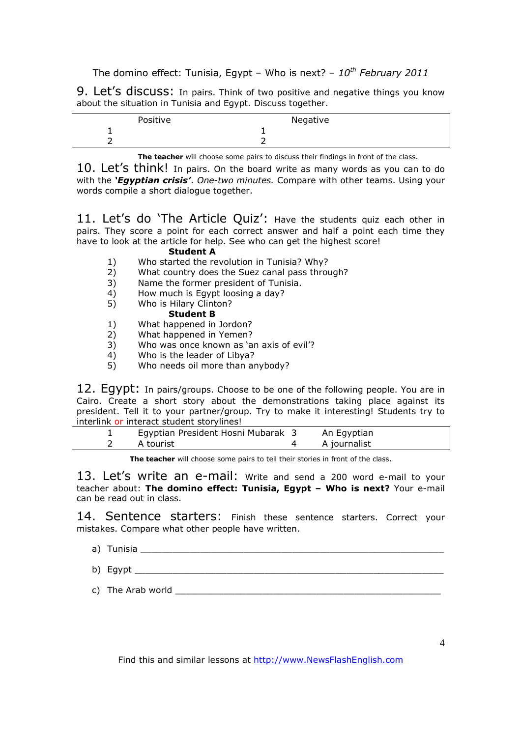The domino effect: Tunisia, Egypt – Who is next? – *10th February 2011*

## 9. Let's discuss:

In pairs. Think of two positive and negative things you know about the situation in Tunisia and Egypt. Discuss together.

| Positive | Negative |
|---|---|
| 1 | 1 |
| 2 | 2 |

**The teacher** will choose some pairs to discuss their findings in front of the class.

## 10. Let's think!

In pairs. On the board write as many words as you can to do with the ***'Egyptian crisis'***. *One-two minutes.* Compare with other teams. Using your words compile a short dialogue together.

## 11. Let's do 'The Article Quiz':

Have the students quiz each other in pairs. They score a point for each correct answer and half a point each time they have to look at the article for help. See who can get the highest score!

**Student A**

1) Who started the revolution in Tunisia? Why?
2) What country does the Suez canal pass through?
3) Name the former president of Tunisia.
4) How much is Egypt loosing a day?
5) Who is Hilary Clinton?

**Student B**

1) What happened in Jordon?
2) What happened in Yemen?
3) Who was once known as 'an axis of evil'?
4) Who is the leader of Libya?
5) Who needs oil more than anybody?

## 12. Egypt:

In pairs/groups. Choose to be one of the following people. You are in Cairo. Create a short story about the demonstrations taking place against its president. Tell it to your partner/group. Try to make it interesting! Students try to interlink or interact student storylines!

| | | | |
|---|---|---|---|
| 1 | Egyptian President Hosni Mubarak | 3 | An Egyptian |
| 2 | A tourist | 4 | A journalist |

**The teacher** will choose some pairs to tell their stories in front of the class.

## 13. Let's write an e-mail:

Write and send a 200 word e-mail to your teacher about: **The domino effect: Tunisia, Egypt – Who is next?** Your e-mail can be read out in class.

## 14. Sentence starters:

Finish these sentence starters. Correct your mistakes. Compare what other people have written.

a) Tunisia ____________________________________________

b) Egypt ____________________________________________

c) The Arab world ____________________________________________

Find this and similar lessons at http://www.NewsFlashEnglish.com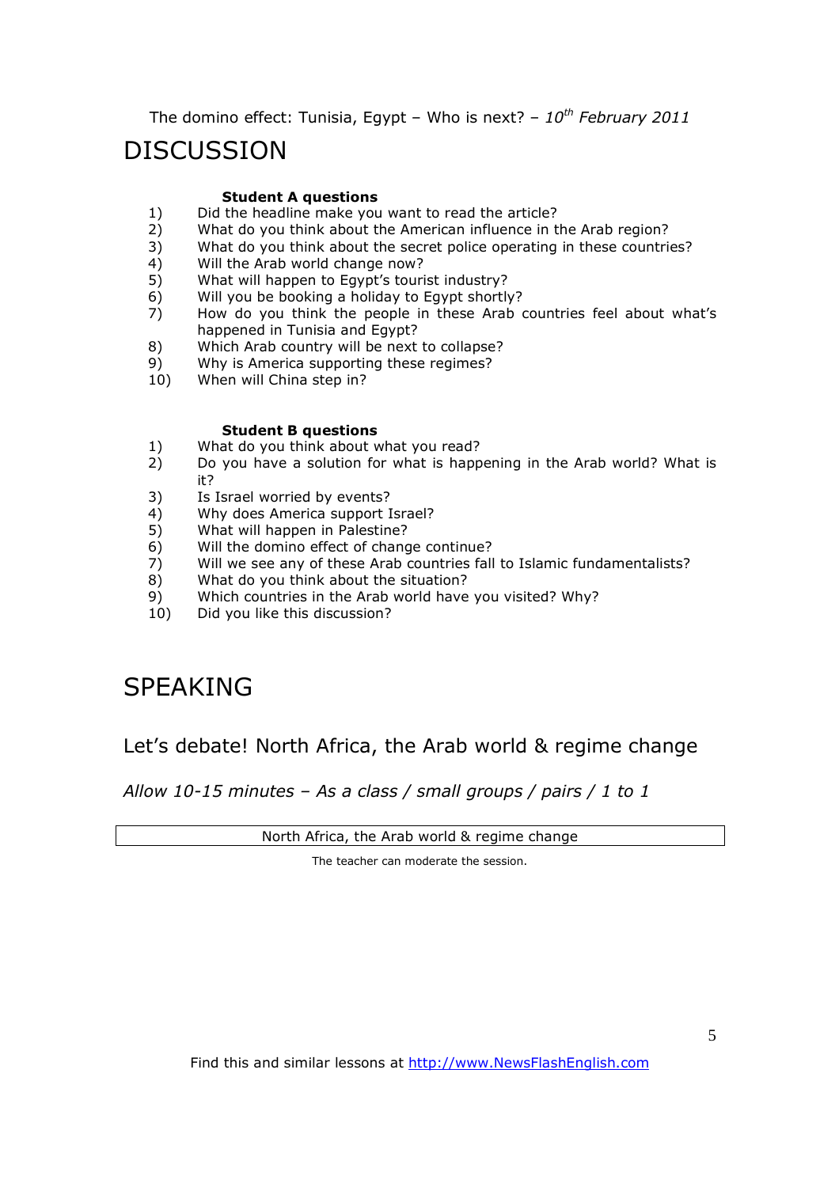The domino effect: Tunisia, Egypt – Who is next? – *10th February 2011*

# DISCUSSION

**Student A questions**

1) Did the headline make you want to read the article?
2) What do you think about the American influence in the Arab region?
3) What do you think about the secret police operating in these countries?
4) Will the Arab world change now?
5) What will happen to Egypt's tourist industry?
6) Will you be booking a holiday to Egypt shortly?
7) How do you think the people in these Arab countries feel about what's happened in Tunisia and Egypt?
8) Which Arab country will be next to collapse?
9) Why is America supporting these regimes?
10) When will China step in?

**Student B questions**

1) What do you think about what you read?
2) Do you have a solution for what is happening in the Arab world? What is it?
3) Is Israel worried by events?
4) Why does America support Israel?
5) What will happen in Palestine?
6) Will the domino effect of change continue?
7) Will we see any of these Arab countries fall to Islamic fundamentalists?
8) What do you think about the situation?
9) Which countries in the Arab world have you visited? Why?
10) Did you like this discussion?

# SPEAKING

## Let's debate! North Africa, the Arab world & regime change

*Allow 10-15 minutes – As a class / small groups / pairs / 1 to 1*

| North Africa, the Arab world & regime change |
|---|

The teacher can moderate the session.

Find this and similar lessons at http://www.NewsFlashEnglish.com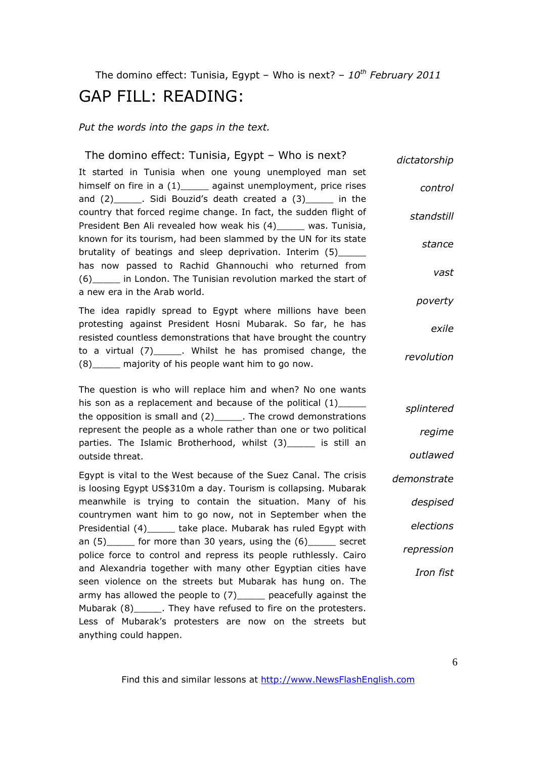The domino effect: Tunisia, Egypt – Who is next? – *10th February 2011*

# GAP FILL: READING:

*Put the words into the gaps in the text.*

## The domino effect: Tunisia, Egypt – Who is next?

It started in Tunisia when one young unemployed man set himself on fire in a (1)_____ against unemployment, price rises and (2)_____. Sidi Bouzid's death created a (3)_____ in the country that forced regime change. In fact, the sudden flight of President Ben Ali revealed how weak his (4)_____ was. Tunisia, known for its tourism, had been slammed by the UN for its state brutality of beatings and sleep deprivation. Interim (5)_____ has now passed to Rachid Ghannouchi who returned from (6)_____ in London. The Tunisian revolution marked the start of a new era in the Arab world.

The idea rapidly spread to Egypt where millions have been protesting against President Hosni Mubarak. So far, he has resisted countless demonstrations that have brought the country to a virtual (7)_____. Whilst he has promised change, the (8)_____ majority of his people want him to go now.

*dictatorship*

*control*

*standstill*

*stance*

*vast*

*poverty*

*exile*

*revolution*

The question is who will replace him and when? No one wants his son as a replacement and because of the political (1)_____ the opposition is small and (2)_____. The crowd demonstrations represent the people as a whole rather than one or two political parties. The Islamic Brotherhood, whilst (3)_____ is still an outside threat.

Egypt is vital to the West because of the Suez Canal. The crisis is loosing Egypt US$310m a day. Tourism is collapsing. Mubarak meanwhile is trying to contain the situation. Many of his countrymen want him to go now, not in September when the Presidential (4)_____ take place. Mubarak has ruled Egypt with an (5)_____ for more than 30 years, using the (6)_____ secret police force to control and repress its people ruthlessly. Cairo and Alexandria together with many other Egyptian cities have seen violence on the streets but Mubarak has hung on. The army has allowed the people to (7)_____ peacefully against the Mubarak (8)_____. They have refused to fire on the protesters. Less of Mubarak's protesters are now on the streets but anything could happen.

*splintered*

*regime*

*outlawed*

*demonstrate*

*despised*

*elections*

*repression*

*Iron fist*

Find this and similar lessons at http://www.NewsFlashEnglish.com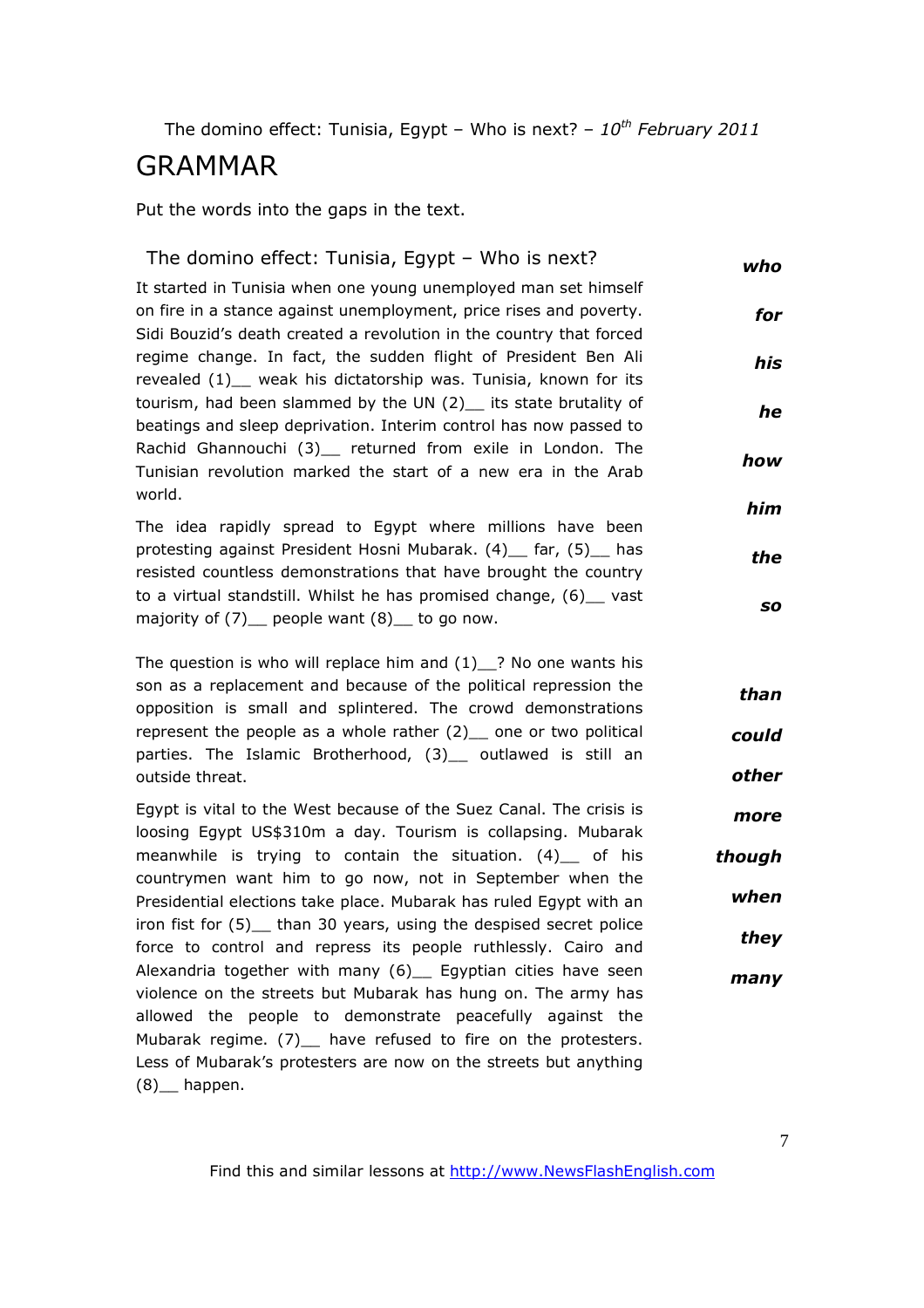The domino effect: Tunisia, Egypt – Who is next? – *10th February 2011*

# GRAMMAR

Put the words into the gaps in the text.

## The domino effect: Tunisia, Egypt – Who is next?

It started in Tunisia when one young unemployed man set himself on fire in a stance against unemployment, price rises and poverty. Sidi Bouzid's death created a revolution in the country that forced regime change. In fact, the sudden flight of President Ben Ali revealed (1)__ weak his dictatorship was. Tunisia, known for its tourism, had been slammed by the UN (2)__ its state brutality of beatings and sleep deprivation. Interim control has now passed to Rachid Ghannouchi (3)__ returned from exile in London. The Tunisian revolution marked the start of a new era in the Arab world.

The idea rapidly spread to Egypt where millions have been protesting against President Hosni Mubarak. (4)__ far, (5)__ has resisted countless demonstrations that have brought the country to a virtual standstill. Whilst he has promised change, (6)__ vast majority of (7)__ people want (8)__ to go now.

***who***

***for***

***his***

***he***

***how***

***him***

***the***

***so***

The question is who will replace him and (1)__? No one wants his son as a replacement and because of the political repression the opposition is small and splintered. The crowd demonstrations represent the people as a whole rather (2)__ one or two political parties. The Islamic Brotherhood, (3)__ outlawed is still an outside threat.

Egypt is vital to the West because of the Suez Canal. The crisis is loosing Egypt US$310m a day. Tourism is collapsing. Mubarak meanwhile is trying to contain the situation. (4)__ of his countrymen want him to go now, not in September when the Presidential elections take place. Mubarak has ruled Egypt with an iron fist for (5)__ than 30 years, using the despised secret police force to control and repress its people ruthlessly. Cairo and Alexandria together with many (6)__ Egyptian cities have seen violence on the streets but Mubarak has hung on. The army has allowed the people to demonstrate peacefully against the Mubarak regime. (7)__ have refused to fire on the protesters. Less of Mubarak's protesters are now on the streets but anything (8)__ happen.

***than***

***could***

***other***

***more***

***though***

***when***

***they***

***many***

Find this and similar lessons at http://www.NewsFlashEnglish.com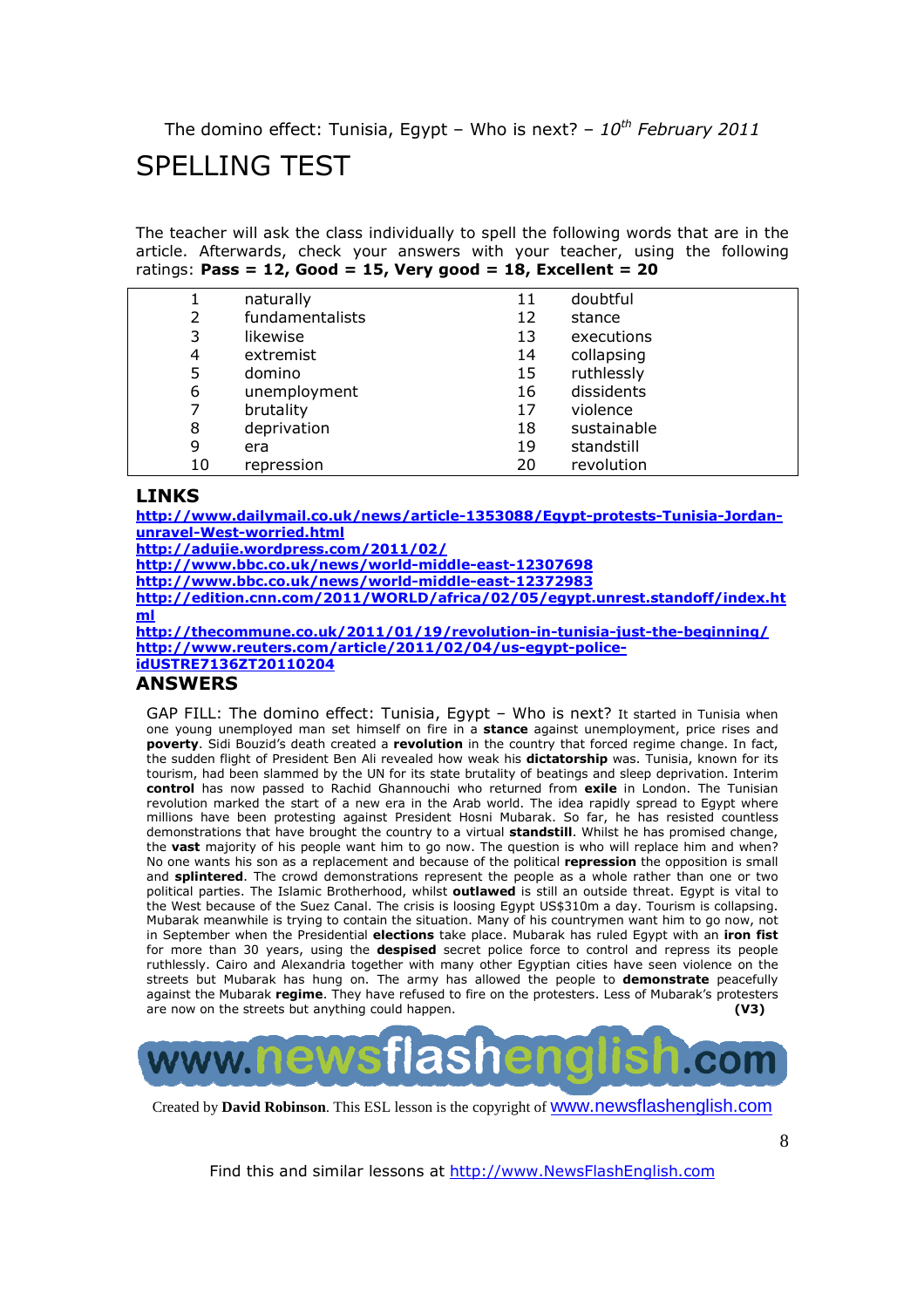The domino effect: Tunisia, Egypt – Who is next? – *10th February 2011*

# SPELLING TEST

The teacher will ask the class individually to spell the following words that are in the article. Afterwards, check your answers with your teacher, using the following ratings: **Pass = 12, Good = 15, Very good = 18, Excellent = 20**

| | | | |
|---|---|---|---|
| 1 | naturally | 11 | doubtful |
| 2 | fundamentalists | 12 | stance |
| 3 | likewise | 13 | executions |
| 4 | extremist | 14 | collapsing |
| 5 | domino | 15 | ruthlessly |
| 6 | unemployment | 16 | dissidents |
| 7 | brutality | 17 | violence |
| 8 | deprivation | 18 | sustainable |
| 9 | era | 19 | standstill |
| 10 | repression | 20 | revolution |

## LINKS

**http://www.dailymail.co.uk/news/article-1353088/Egypt-protests-Tunisia-Jordan-unravel-West-worried.html**
**http://adujie.wordpress.com/2011/02/**
**http://www.bbc.co.uk/news/world-middle-east-12307698**
**http://www.bbc.co.uk/news/world-middle-east-12372983**
**http://edition.cnn.com/2011/WORLD/africa/02/05/egypt.unrest.standoff/index.html**
**http://thecommune.co.uk/2011/01/19/revolution-in-tunisia-just-the-beginning/**
**http://www.reuters.com/article/2011/02/04/us-egypt-police-idUSTRE7136ZT20110204**

## ANSWERS

GAP FILL: The domino effect: Tunisia, Egypt – Who is next? It started in Tunisia when one young unemployed man set himself on fire in a **stance** against unemployment, price rises and **poverty**. Sidi Bouzid's death created a **revolution** in the country that forced regime change. In fact, the sudden flight of President Ben Ali revealed how weak his **dictatorship** was. Tunisia, known for its tourism, had been slammed by the UN for its state brutality of beatings and sleep deprivation. Interim **control** has now passed to Rachid Ghannouchi who returned from **exile** in London. The Tunisian revolution marked the start of a new era in the Arab world. The idea rapidly spread to Egypt where millions have been protesting against President Hosni Mubarak. So far, he has resisted countless demonstrations that have brought the country to a virtual **standstill**. Whilst he has promised change, the **vast** majority of his people want him to go now. The question is who will replace him and when? No one wants his son as a replacement and because of the political **repression** the opposition is small and **splintered**. The crowd demonstrations represent the people as a whole rather than one or two political parties. The Islamic Brotherhood, whilst **outlawed** is still an outside threat. Egypt is vital to the West because of the Suez Canal. The crisis is loosing Egypt US$310m a day. Tourism is collapsing. Mubarak meanwhile is trying to contain the situation. Many of his countrymen want him to go now, not in September when the Presidential **elections** take place. Mubarak has ruled Egypt with an **iron fist** for more than 30 years, using the **despised** secret police force to control and repress its people ruthlessly. Cairo and Alexandria together with many other Egyptian cities have seen violence on the streets but Mubarak has hung on. The army has allowed the people to **demonstrate** peacefully against the Mubarak **regime**. They have refused to fire on the protesters. Less of Mubarak's protesters are now on the streets but anything could happen. **(V3)**

www.newsflashenglish.com

Created by **David Robinson**. This ESL lesson is the copyright of www.newsflashenglish.com

Find this and similar lessons at http://www.NewsFlashEnglish.com